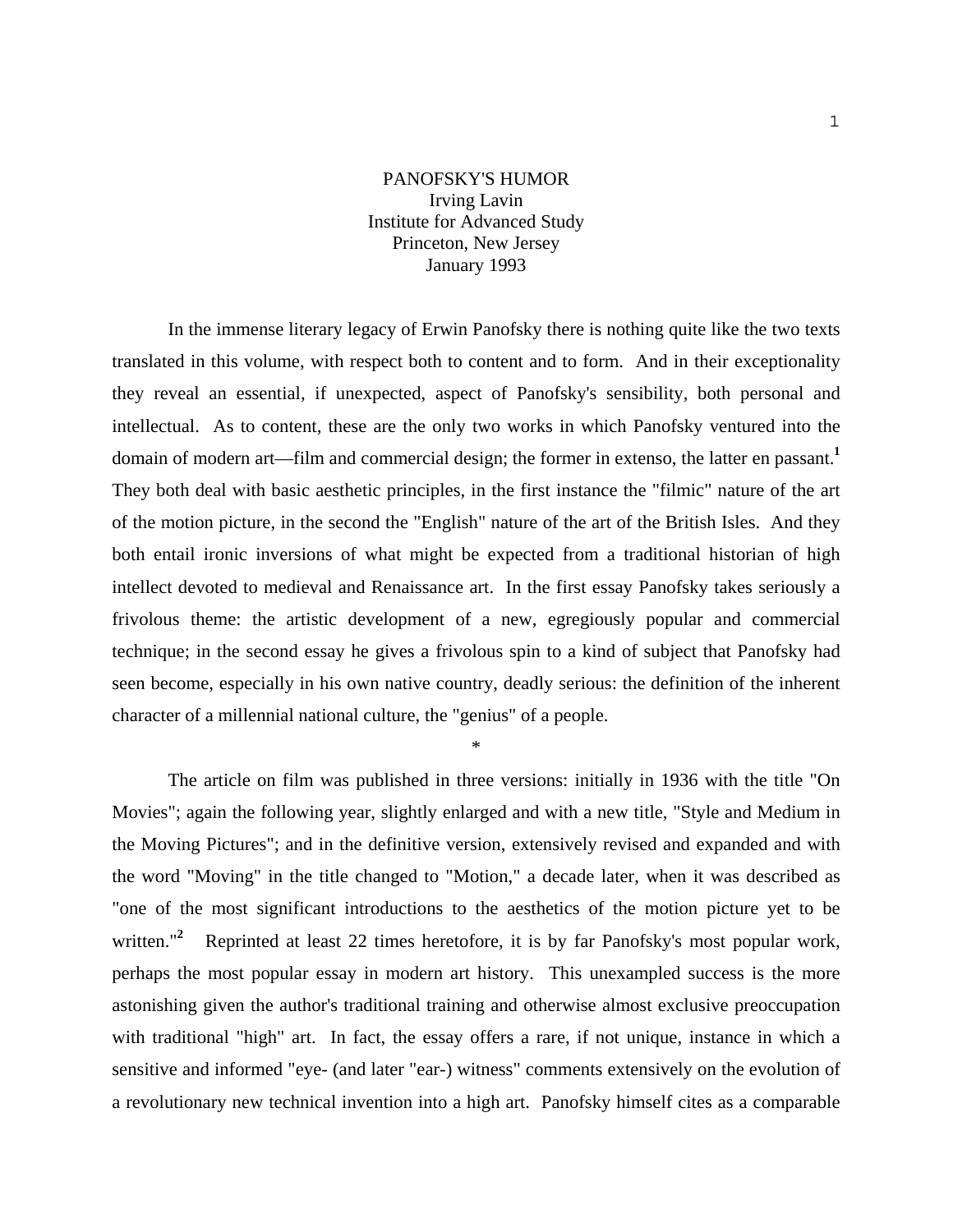# PANOFSKY'S HUMOR

Irving Lavin
Institute for Advanced Study
Princeton, New Jersey
January 1993

In the immense literary legacy of Erwin Panofsky there is nothing quite like the two texts translated in this volume, with respect both to content and to form. And in their exceptionality they reveal an essential, if unexpected, aspect of Panofsky's sensibility, both personal and intellectual. As to content, these are the only two works in which Panofsky ventured into the domain of modern art—film and commercial design; the former in extenso, the latter en passant.[1] They both deal with basic aesthetic principles, in the first instance the "filmic" nature of the art of the motion picture, in the second the "English" nature of the art of the British Isles. And they both entail ironic inversions of what might be expected from a traditional historian of high intellect devoted to medieval and Renaissance art. In the first essay Panofsky takes seriously a frivolous theme: the artistic development of a new, egregiously popular and commercial technique; in the second essay he gives a frivolous spin to a kind of subject that Panofsky had seen become, especially in his own native country, deadly serious: the definition of the inherent character of a millennial national culture, the "genius" of a people.

*

The article on film was published in three versions: initially in 1936 with the title "On Movies"; again the following year, slightly enlarged and with a new title, "Style and Medium in the Moving Pictures"; and in the definitive version, extensively revised and expanded and with the word "Moving" in the title changed to "Motion," a decade later, when it was described as "one of the most significant introductions to the aesthetics of the motion picture yet to be written."[2] Reprinted at least 22 times heretofore, it is by far Panofsky's most popular work, perhaps the most popular essay in modern art history. This unexampled success is the more astonishing given the author's traditional training and otherwise almost exclusive preoccupation with traditional "high" art. In fact, the essay offers a rare, if not unique, instance in which a sensitive and informed "eye- (and later "ear-) witness" comments extensively on the evolution of a revolutionary new technical invention into a high art. Panofsky himself cites as a comparable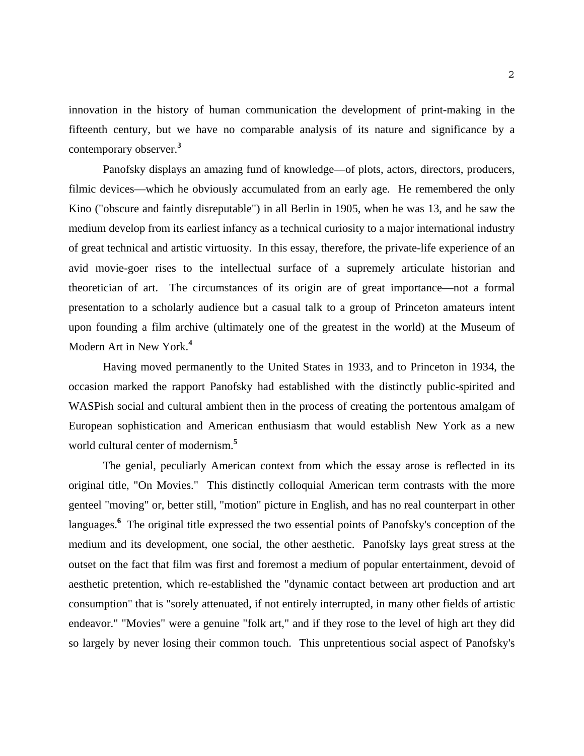innovation in the history of human communication the development of print-making in the fifteenth century, but we have no comparable analysis of its nature and significance by a contemporary observer.[3]

Panofsky displays an amazing fund of knowledge—of plots, actors, directors, producers, filmic devices—which he obviously accumulated from an early age. He remembered the only Kino ("obscure and faintly disreputable") in all Berlin in 1905, when he was 13, and he saw the medium develop from its earliest infancy as a technical curiosity to a major international industry of great technical and artistic virtuosity. In this essay, therefore, the private-life experience of an avid movie-goer rises to the intellectual surface of a supremely articulate historian and theoretician of art. The circumstances of its origin are of great importance—not a formal presentation to a scholarly audience but a casual talk to a group of Princeton amateurs intent upon founding a film archive (ultimately one of the greatest in the world) at the Museum of Modern Art in New York.[4]

Having moved permanently to the United States in 1933, and to Princeton in 1934, the occasion marked the rapport Panofsky had established with the distinctly public-spirited and WASPish social and cultural ambient then in the process of creating the portentous amalgam of European sophistication and American enthusiasm that would establish New York as a new world cultural center of modernism.[5]

The genial, peculiarly American context from which the essay arose is reflected in its original title, "On Movies." This distinctly colloquial American term contrasts with the more genteel "moving" or, better still, "motion" picture in English, and has no real counterpart in other languages.[6] The original title expressed the two essential points of Panofsky's conception of the medium and its development, one social, the other aesthetic. Panofsky lays great stress at the outset on the fact that film was first and foremost a medium of popular entertainment, devoid of aesthetic pretention, which re-established the "dynamic contact between art production and art consumption" that is "sorely attenuated, if not entirely interrupted, in many other fields of artistic endeavor." "Movies" were a genuine "folk art," and if they rose to the level of high art they did so largely by never losing their common touch. This unpretentious social aspect of Panofsky's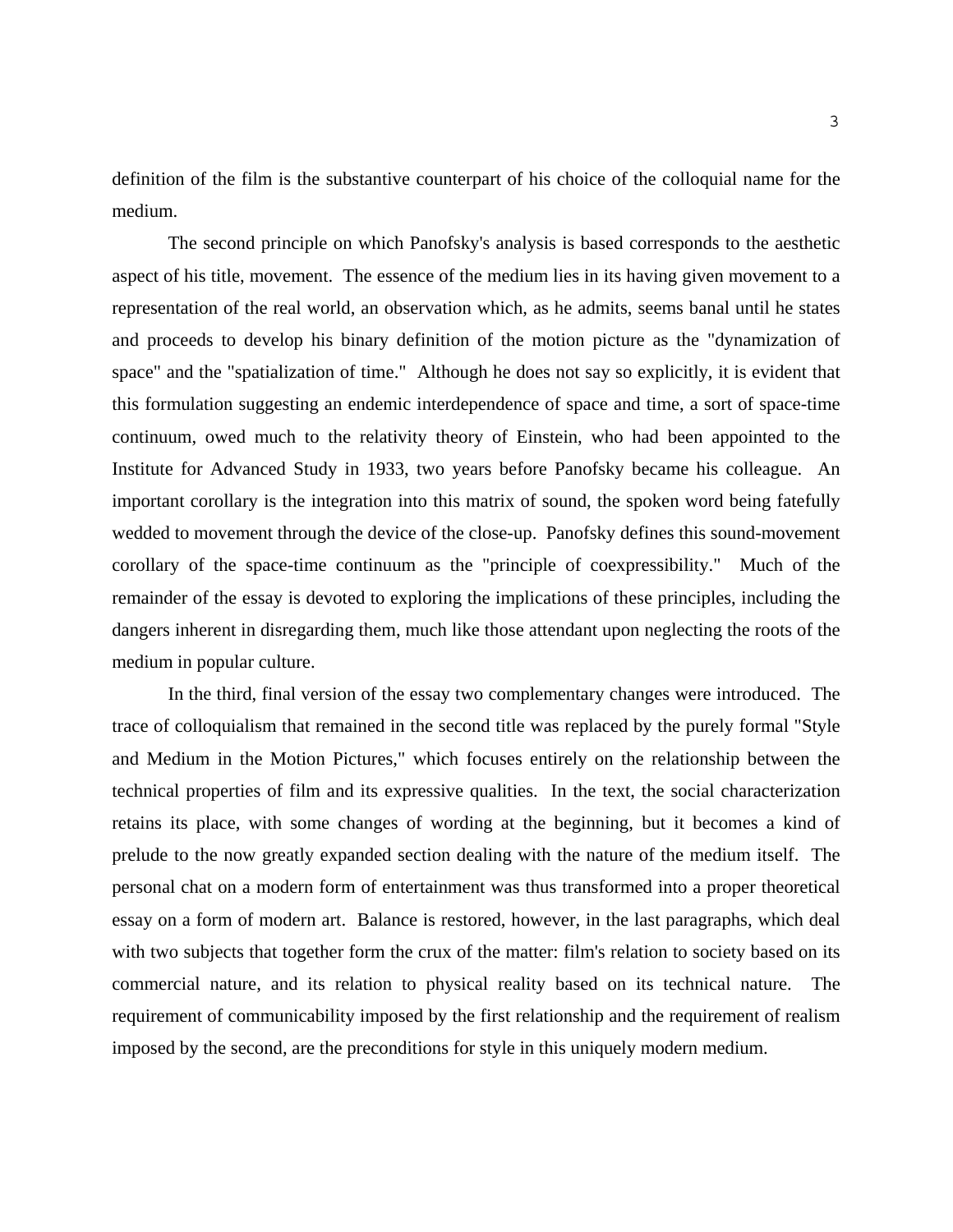definition of the film is the substantive counterpart of his choice of the colloquial name for the medium.

The second principle on which Panofsky's analysis is based corresponds to the aesthetic aspect of his title, movement. The essence of the medium lies in its having given movement to a representation of the real world, an observation which, as he admits, seems banal until he states and proceeds to develop his binary definition of the motion picture as the "dynamization of space" and the "spatialization of time." Although he does not say so explicitly, it is evident that this formulation suggesting an endemic interdependence of space and time, a sort of space-time continuum, owed much to the relativity theory of Einstein, who had been appointed to the Institute for Advanced Study in 1933, two years before Panofsky became his colleague. An important corollary is the integration into this matrix of sound, the spoken word being fatefully wedded to movement through the device of the close-up. Panofsky defines this sound-movement corollary of the space-time continuum as the "principle of coexpressibility." Much of the remainder of the essay is devoted to exploring the implications of these principles, including the dangers inherent in disregarding them, much like those attendant upon neglecting the roots of the medium in popular culture.

In the third, final version of the essay two complementary changes were introduced. The trace of colloquialism that remained in the second title was replaced by the purely formal "Style and Medium in the Motion Pictures," which focuses entirely on the relationship between the technical properties of film and its expressive qualities. In the text, the social characterization retains its place, with some changes of wording at the beginning, but it becomes a kind of prelude to the now greatly expanded section dealing with the nature of the medium itself. The personal chat on a modern form of entertainment was thus transformed into a proper theoretical essay on a form of modern art. Balance is restored, however, in the last paragraphs, which deal with two subjects that together form the crux of the matter: film's relation to society based on its commercial nature, and its relation to physical reality based on its technical nature. The requirement of communicability imposed by the first relationship and the requirement of realism imposed by the second, are the preconditions for style in this uniquely modern medium.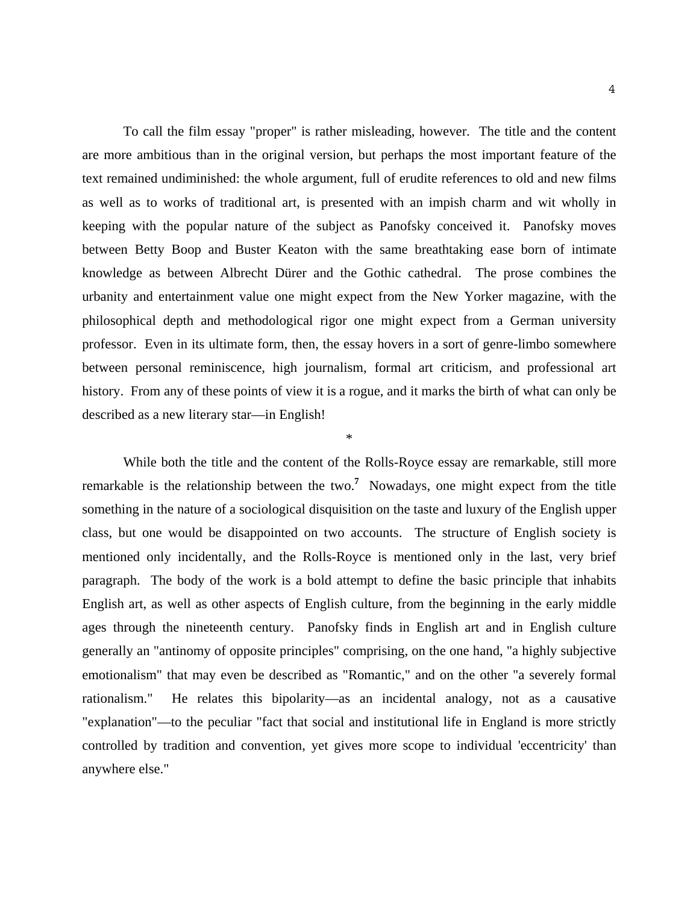To call the film essay "proper" is rather misleading, however. The title and the content are more ambitious than in the original version, but perhaps the most important feature of the text remained undiminished: the whole argument, full of erudite references to old and new films as well as to works of traditional art, is presented with an impish charm and wit wholly in keeping with the popular nature of the subject as Panofsky conceived it. Panofsky moves between Betty Boop and Buster Keaton with the same breathtaking ease born of intimate knowledge as between Albrecht Dürer and the Gothic cathedral. The prose combines the urbanity and entertainment value one might expect from the New Yorker magazine, with the philosophical depth and methodological rigor one might expect from a German university professor. Even in its ultimate form, then, the essay hovers in a sort of genre-limbo somewhere between personal reminiscence, high journalism, formal art criticism, and professional art history. From any of these points of view it is a rogue, and it marks the birth of what can only be described as a new literary star—in English!

*

While both the title and the content of the Rolls-Royce essay are remarkable, still more remarkable is the relationship between the two.[7] Nowadays, one might expect from the title something in the nature of a sociological disquisition on the taste and luxury of the English upper class, but one would be disappointed on two accounts. The structure of English society is mentioned only incidentally, and the Rolls-Royce is mentioned only in the last, very brief paragraph. The body of the work is a bold attempt to define the basic principle that inhabits English art, as well as other aspects of English culture, from the beginning in the early middle ages through the nineteenth century. Panofsky finds in English art and in English culture generally an "antinomy of opposite principles" comprising, on the one hand, "a highly subjective emotionalism" that may even be described as "Romantic," and on the other "a severely formal rationalism." He relates this bipolarity—as an incidental analogy, not as a causative "explanation"—to the peculiar "fact that social and institutional life in England is more strictly controlled by tradition and convention, yet gives more scope to individual 'eccentricity' than anywhere else."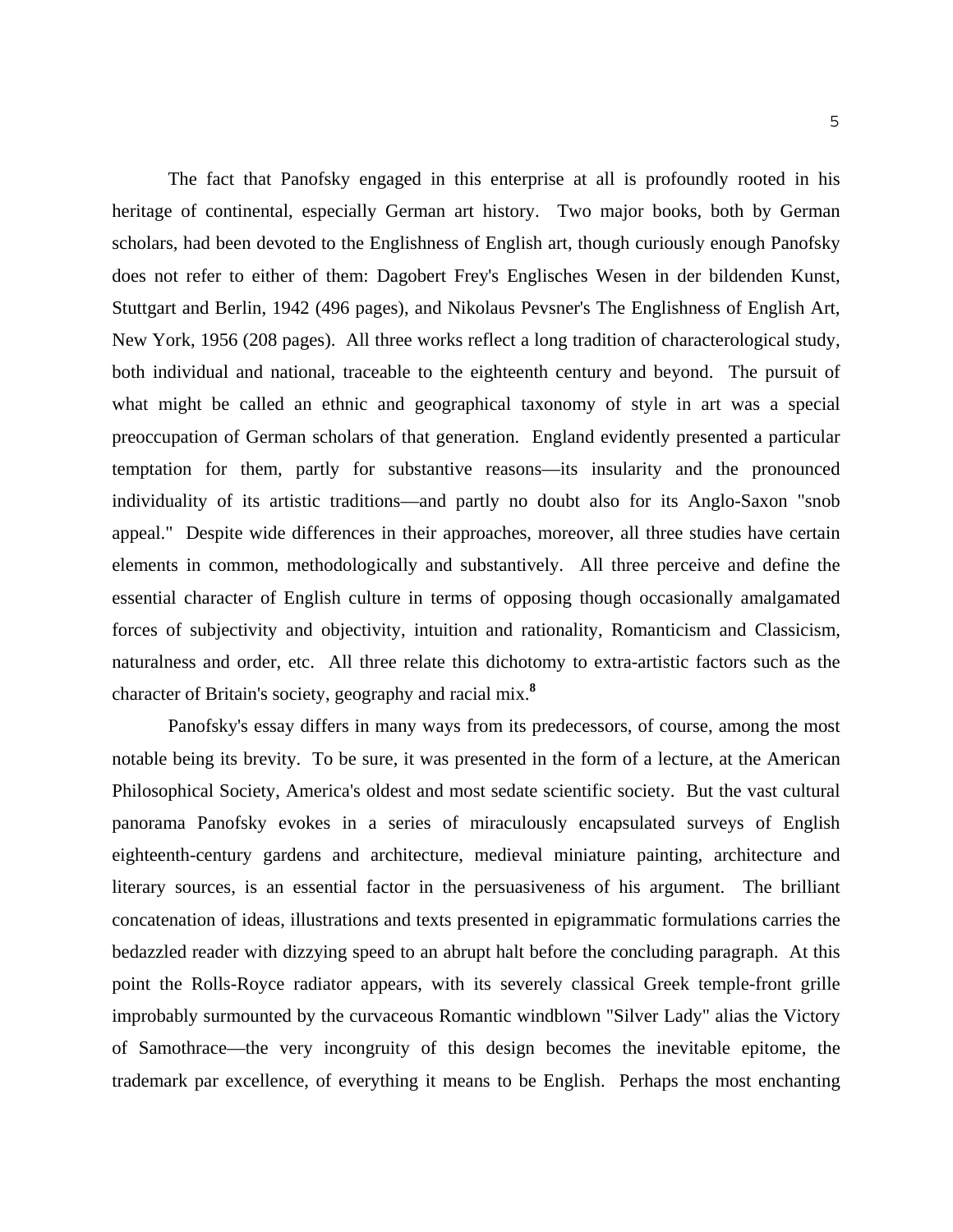The fact that Panofsky engaged in this enterprise at all is profoundly rooted in his heritage of continental, especially German art history. Two major books, both by German scholars, had been devoted to the Englishness of English art, though curiously enough Panofsky does not refer to either of them: Dagobert Frey's Englisches Wesen in der bildenden Kunst, Stuttgart and Berlin, 1942 (496 pages), and Nikolaus Pevsner's The Englishness of English Art, New York, 1956 (208 pages). All three works reflect a long tradition of characterological study, both individual and national, traceable to the eighteenth century and beyond. The pursuit of what might be called an ethnic and geographical taxonomy of style in art was a special preoccupation of German scholars of that generation. England evidently presented a particular temptation for them, partly for substantive reasons—its insularity and the pronounced individuality of its artistic traditions—and partly no doubt also for its Anglo-Saxon "snob appeal." Despite wide differences in their approaches, moreover, all three studies have certain elements in common, methodologically and substantively. All three perceive and define the essential character of English culture in terms of opposing though occasionally amalgamated forces of subjectivity and objectivity, intuition and rationality, Romanticism and Classicism, naturalness and order, etc. All three relate this dichotomy to extra-artistic factors such as the character of Britain's society, geography and racial mix.[8]

Panofsky's essay differs in many ways from its predecessors, of course, among the most notable being its brevity. To be sure, it was presented in the form of a lecture, at the American Philosophical Society, America's oldest and most sedate scientific society. But the vast cultural panorama Panofsky evokes in a series of miraculously encapsulated surveys of English eighteenth-century gardens and architecture, medieval miniature painting, architecture and literary sources, is an essential factor in the persuasiveness of his argument. The brilliant concatenation of ideas, illustrations and texts presented in epigrammatic formulations carries the bedazzled reader with dizzying speed to an abrupt halt before the concluding paragraph. At this point the Rolls-Royce radiator appears, with its severely classical Greek temple-front grille improbably surmounted by the curvaceous Romantic windblown "Silver Lady" alias the Victory of Samothrace—the very incongruity of this design becomes the inevitable epitome, the trademark par excellence, of everything it means to be English. Perhaps the most enchanting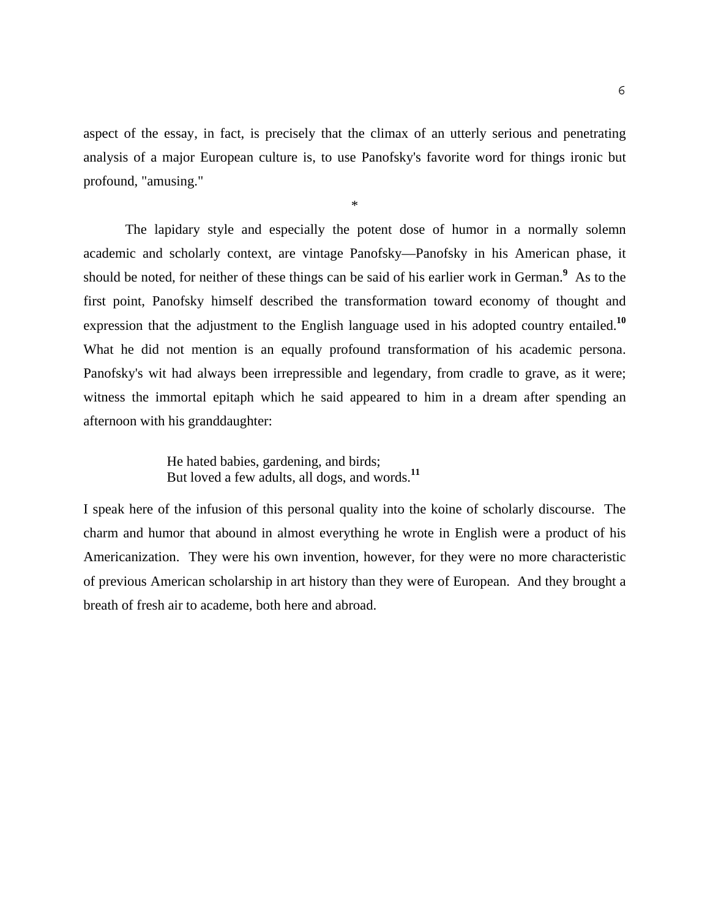aspect of the essay, in fact, is precisely that the climax of an utterly serious and penetrating analysis of a major European culture is, to use Panofsky's favorite word for things ironic but profound, "amusing."

*

The lapidary style and especially the potent dose of humor in a normally solemn academic and scholarly context, are vintage Panofsky—Panofsky in his American phase, it should be noted, for neither of these things can be said of his earlier work in German.[9] As to the first point, Panofsky himself described the transformation toward economy of thought and expression that the adjustment to the English language used in his adopted country entailed.[10] What he did not mention is an equally profound transformation of his academic persona. Panofsky's wit had always been irrepressible and legendary, from cradle to grave, as it were; witness the immortal epitaph which he said appeared to him in a dream after spending an afternoon with his granddaughter:

> He hated babies, gardening, and birds;
> But loved a few adults, all dogs, and words.[11]

I speak here of the infusion of this personal quality into the koine of scholarly discourse. The charm and humor that abound in almost everything he wrote in English were a product of his Americanization. They were his own invention, however, for they were no more characteristic of previous American scholarship in art history than they were of European. And they brought a breath of fresh air to academe, both here and abroad.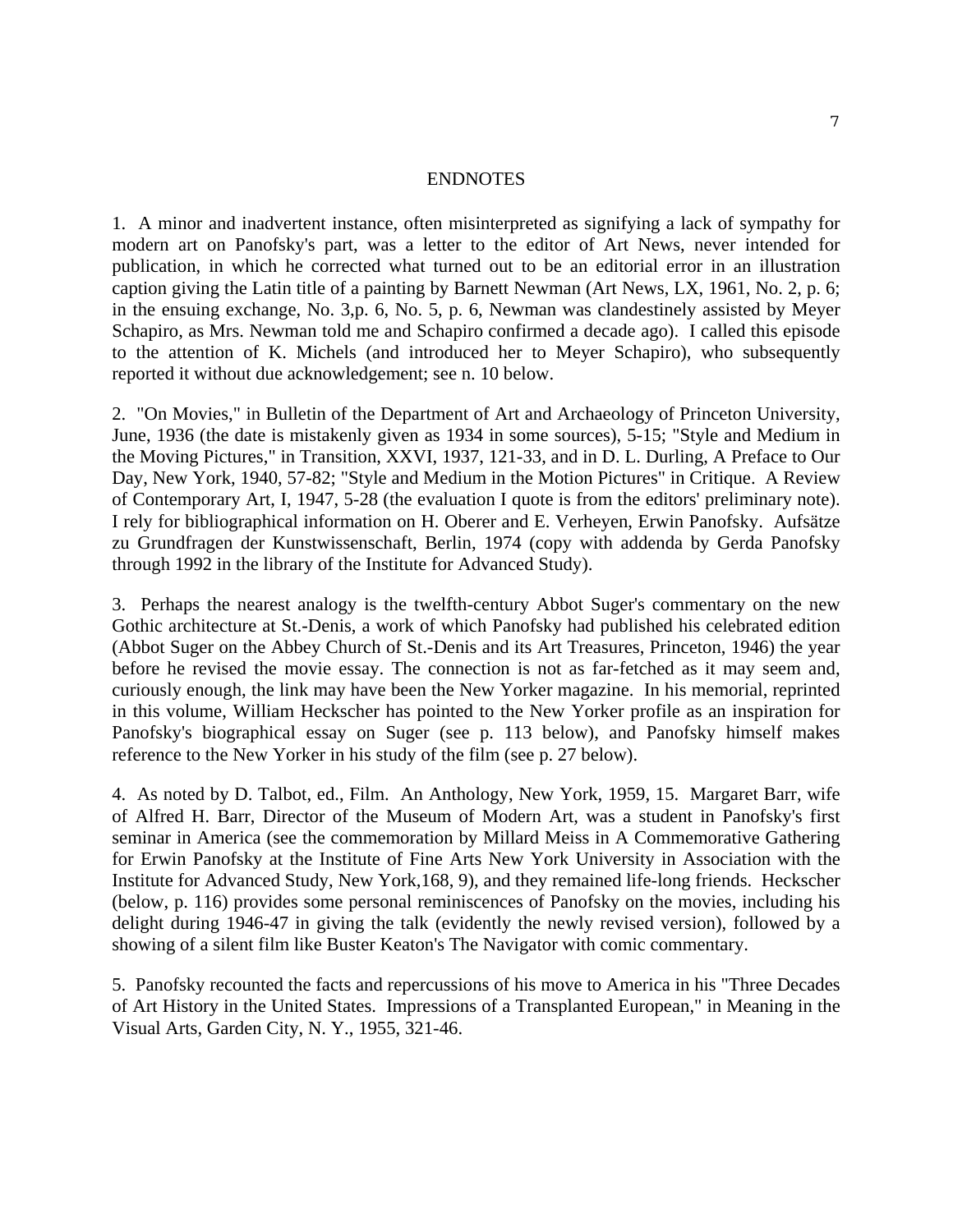## ENDNOTES

1. A minor and inadvertent instance, often misinterpreted as signifying a lack of sympathy for modern art on Panofsky's part, was a letter to the editor of Art News, never intended for publication, in which he corrected what turned out to be an editorial error in an illustration caption giving the Latin title of a painting by Barnett Newman (Art News, LX, 1961, No. 2, p. 6; in the ensuing exchange, No. 3,p. 6, No. 5, p. 6, Newman was clandestinely assisted by Meyer Schapiro, as Mrs. Newman told me and Schapiro confirmed a decade ago). I called this episode to the attention of K. Michels (and introduced her to Meyer Schapiro), who subsequently reported it without due acknowledgement; see n. 10 below.

2. "On Movies," in Bulletin of the Department of Art and Archaeology of Princeton University, June, 1936 (the date is mistakenly given as 1934 in some sources), 5-15; "Style and Medium in the Moving Pictures," in Transition, XXVI, 1937, 121-33, and in D. L. Durling, A Preface to Our Day, New York, 1940, 57-82; "Style and Medium in the Motion Pictures" in Critique. A Review of Contemporary Art, I, 1947, 5-28 (the evaluation I quote is from the editors' preliminary note). I rely for bibliographical information on H. Oberer and E. Verheyen, Erwin Panofsky. Aufsätze zu Grundfragen der Kunstwissenschaft, Berlin, 1974 (copy with addenda by Gerda Panofsky through 1992 in the library of the Institute for Advanced Study).

3. Perhaps the nearest analogy is the twelfth-century Abbot Suger's commentary on the new Gothic architecture at St.-Denis, a work of which Panofsky had published his celebrated edition (Abbot Suger on the Abbey Church of St.-Denis and its Art Treasures, Princeton, 1946) the year before he revised the movie essay. The connection is not as far-fetched as it may seem and, curiously enough, the link may have been the New Yorker magazine. In his memorial, reprinted in this volume, William Heckscher has pointed to the New Yorker profile as an inspiration for Panofsky's biographical essay on Suger (see p. 113 below), and Panofsky himself makes reference to the New Yorker in his study of the film (see p. 27 below).

4. As noted by D. Talbot, ed., Film. An Anthology, New York, 1959, 15. Margaret Barr, wife of Alfred H. Barr, Director of the Museum of Modern Art, was a student in Panofsky's first seminar in America (see the commemoration by Millard Meiss in A Commemorative Gathering for Erwin Panofsky at the Institute of Fine Arts New York University in Association with the Institute for Advanced Study, New York,168, 9), and they remained life-long friends. Heckscher (below, p. 116) provides some personal reminiscences of Panofsky on the movies, including his delight during 1946-47 in giving the talk (evidently the newly revised version), followed by a showing of a silent film like Buster Keaton's The Navigator with comic commentary.

5. Panofsky recounted the facts and repercussions of his move to America in his "Three Decades of Art History in the United States. Impressions of a Transplanted European," in Meaning in the Visual Arts, Garden City, N. Y., 1955, 321-46.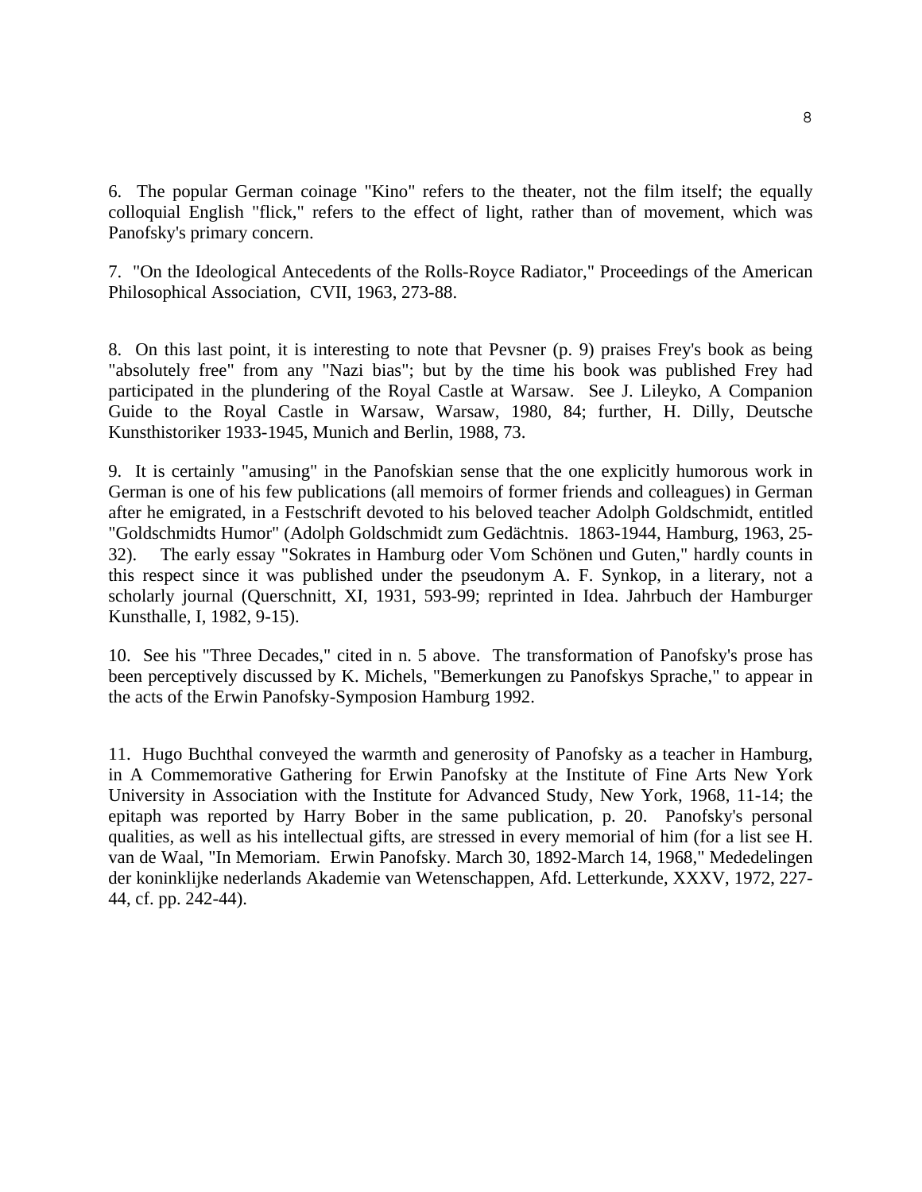6. The popular German coinage "Kino" refers to the theater, not the film itself; the equally colloquial English "flick," refers to the effect of light, rather than of movement, which was Panofsky's primary concern.

7. "On the Ideological Antecedents of the Rolls-Royce Radiator," Proceedings of the American Philosophical Association, CVII, 1963, 273-88.

8. On this last point, it is interesting to note that Pevsner (p. 9) praises Frey's book as being "absolutely free" from any "Nazi bias"; but by the time his book was published Frey had participated in the plundering of the Royal Castle at Warsaw. See J. Lileyko, A Companion Guide to the Royal Castle in Warsaw, Warsaw, 1980, 84; further, H. Dilly, Deutsche Kunsthistoriker 1933-1945, Munich and Berlin, 1988, 73.

9. It is certainly "amusing" in the Panofskian sense that the one explicitly humorous work in German is one of his few publications (all memoirs of former friends and colleagues) in German after he emigrated, in a Festschrift devoted to his beloved teacher Adolph Goldschmidt, entitled "Goldschmidts Humor" (Adolph Goldschmidt zum Gedächtnis. 1863-1944, Hamburg, 1963, 25-32). The early essay "Sokrates in Hamburg oder Vom Schönen und Guten," hardly counts in this respect since it was published under the pseudonym A. F. Synkop, in a literary, not a scholarly journal (Querschnitt, XI, 1931, 593-99; reprinted in Idea. Jahrbuch der Hamburger Kunsthalle, I, 1982, 9-15).

10. See his "Three Decades," cited in n. 5 above. The transformation of Panofsky's prose has been perceptively discussed by K. Michels, "Bemerkungen zu Panofskys Sprache," to appear in the acts of the Erwin Panofsky-Symposion Hamburg 1992.

11. Hugo Buchthal conveyed the warmth and generosity of Panofsky as a teacher in Hamburg, in A Commemorative Gathering for Erwin Panofsky at the Institute of Fine Arts New York University in Association with the Institute for Advanced Study, New York, 1968, 11-14; the epitaph was reported by Harry Bober in the same publication, p. 20. Panofsky's personal qualities, as well as his intellectual gifts, are stressed in every memorial of him (for a list see H. van de Waal, "In Memoriam. Erwin Panofsky. March 30, 1892-March 14, 1968," Mededelingen der koninklijke nederlands Akademie van Wetenschappen, Afd. Letterkunde, XXXV, 1972, 227-44, cf. pp. 242-44).